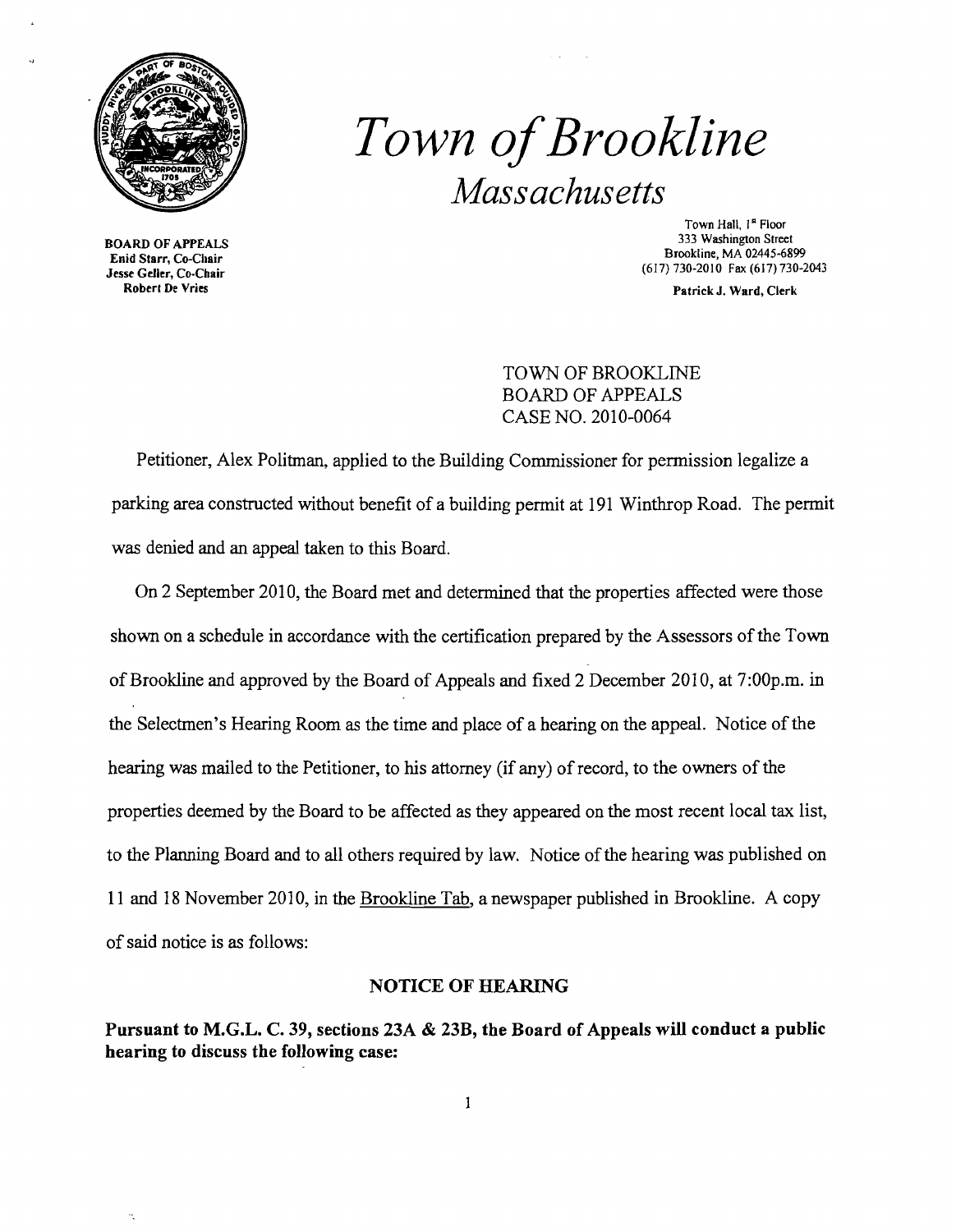# *Town of Brookline*

## *Massachusetts*

**BOARD OF APPEALS**
**Enid Starr, Co-Chair**
**Jesse Geller, Co-Chair**
**Robert De Vries**

Town Hall, 1st Floor
333 Washington Street
Brookline, MA 02445-6899
(617) 730-2010 Fax (617) 730-2043

**Patrick J. Ward, Clerk**

TOWN OF BROOKLINE
BOARD OF APPEALS
CASE NO. 2010-0064

Petitioner, Alex Politman, applied to the Building Commissioner for permission legalize a parking area constructed without benefit of a building permit at 191 Winthrop Road. The permit was denied and an appeal taken to this Board.

On 2 September 2010, the Board met and determined that the properties affected were those shown on a schedule in accordance with the certification prepared by the Assessors of the Town of Brookline and approved by the Board of Appeals and fixed 2 December 2010, at 7:00p.m. in the Selectmen's Hearing Room as the time and place of a hearing on the appeal. Notice of the hearing was mailed to the Petitioner, to his attorney (if any) of record, to the owners of the properties deemed by the Board to be affected as they appeared on the most recent local tax list, to the Planning Board and to all others required by law. Notice of the hearing was published on 11 and 18 November 2010, in the Brookline Tab, a newspaper published in Brookline. A copy of said notice is as follows:

### NOTICE OF HEARING

**Pursuant to M.G.L. C. 39, sections 23A & 23B, the Board of Appeals will conduct a public hearing to discuss the following case:**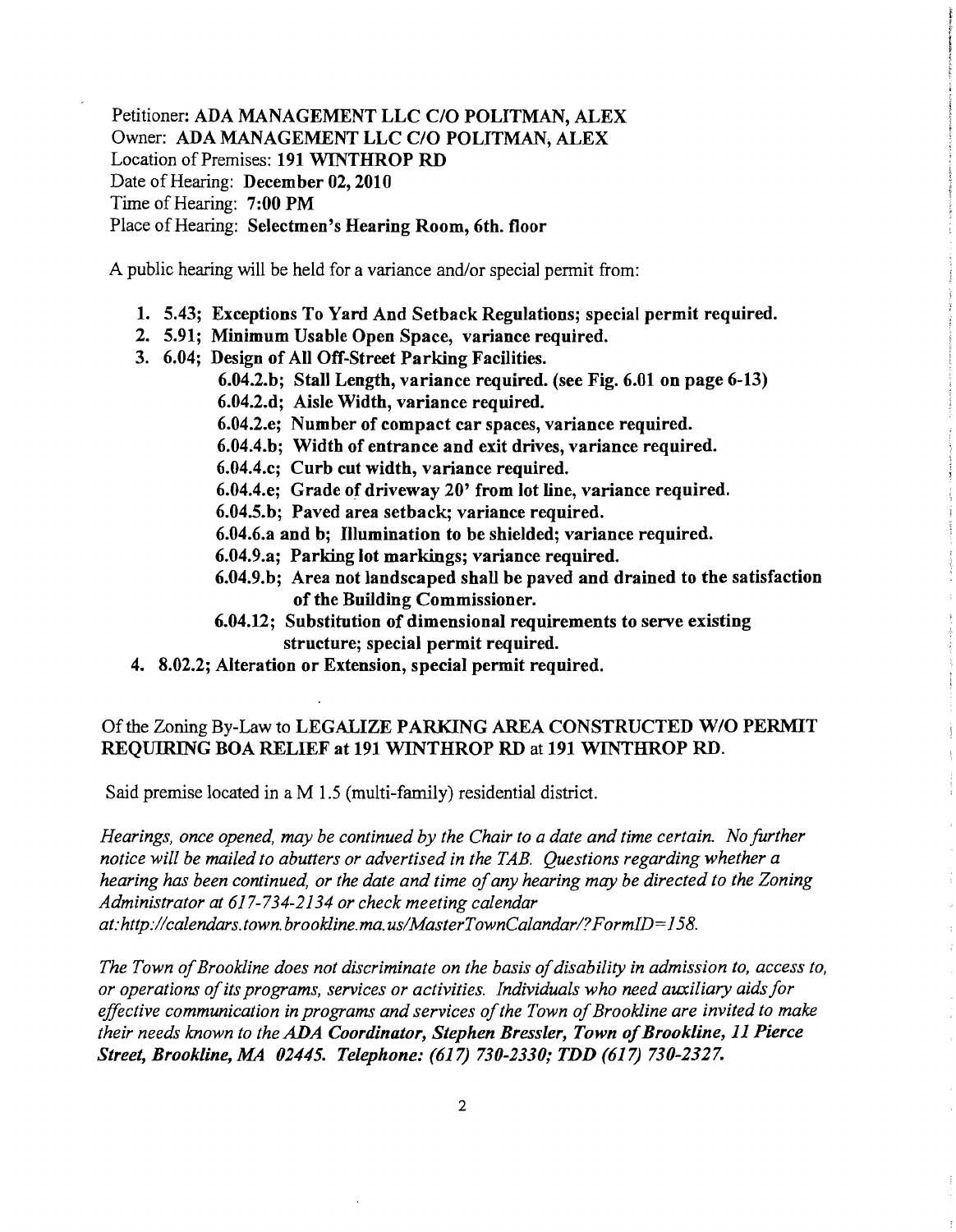Petitioner: **ADA MANAGEMENT LLC C/O POLITMAN, ALEX**
Owner: **ADA MANAGEMENT LLC C/O POLITMAN, ALEX**
Location of Premises: **191 WINTHROP RD**
Date of Hearing: **December 02, 2010**
Time of Hearing: **7:00 PM**
Place of Hearing: **Selectmen's Hearing Room, 6th. floor**

A public hearing will be held for a variance and/or special permit from:

1. **5.43; Exceptions To Yard And Setback Regulations; special permit required.**
2. **5.91; Minimum Usable Open Space, variance required.**
3. **6.04; Design of All Off-Street Parking Facilities.**
   - **6.04.2.b; Stall Length, variance required. (see Fig. 6.01 on page 6-13)**
   - **6.04.2.d; Aisle Width, variance required.**
   - **6.04.2.e; Number of compact car spaces, variance required.**
   - **6.04.4.b; Width of entrance and exit drives, variance required.**
   - **6.04.4.c; Curb cut width, variance required.**
   - **6.04.4.e; Grade of driveway 20' from lot line, variance required.**
   - **6.04.5.b; Paved area setback; variance required.**
   - **6.04.6.a and b; Illumination to be shielded; variance required.**
   - **6.04.9.a; Parking lot markings; variance required.**
   - **6.04.9.b; Area not landscaped shall be paved and drained to the satisfaction of the Building Commissioner.**
   - **6.04.12; Substitution of dimensional requirements to serve existing structure; special permit required.**
4. **8.02.2; Alteration or Extension, special permit required.**

Of the Zoning By-Law to **LEGALIZE PARKING AREA CONSTRUCTED W/O PERMIT REQUIRING BOA RELIEF at 191 WINTHROP RD** at **191 WINTHROP RD.**

Said premise located in a M 1.5 (multi-family) residential district.

*Hearings, once opened, may be continued by the Chair to a date and time certain. No further notice will be mailed to abutters or advertised in the TAB. Questions regarding whether a hearing has been continued, or the date and time of any hearing may be directed to the Zoning Administrator at 617-734-2134 or check meeting calendar at:http://calendars.town.brookline.ma.us/MasterTownCalandar/?FormID=158.*

*The Town of Brookline does not discriminate on the basis of disability in admission to, access to, or operations of its programs, services or activities. Individuals who need auxiliary aids for effective communication in programs and services of the Town of Brookline are invited to make their needs known to the* ***ADA Coordinator, Stephen Bressler, Town of Brookline, 11 Pierce Street, Brookline, MA 02445. Telephone: (617) 730-2330; TDD (617) 730-2327.***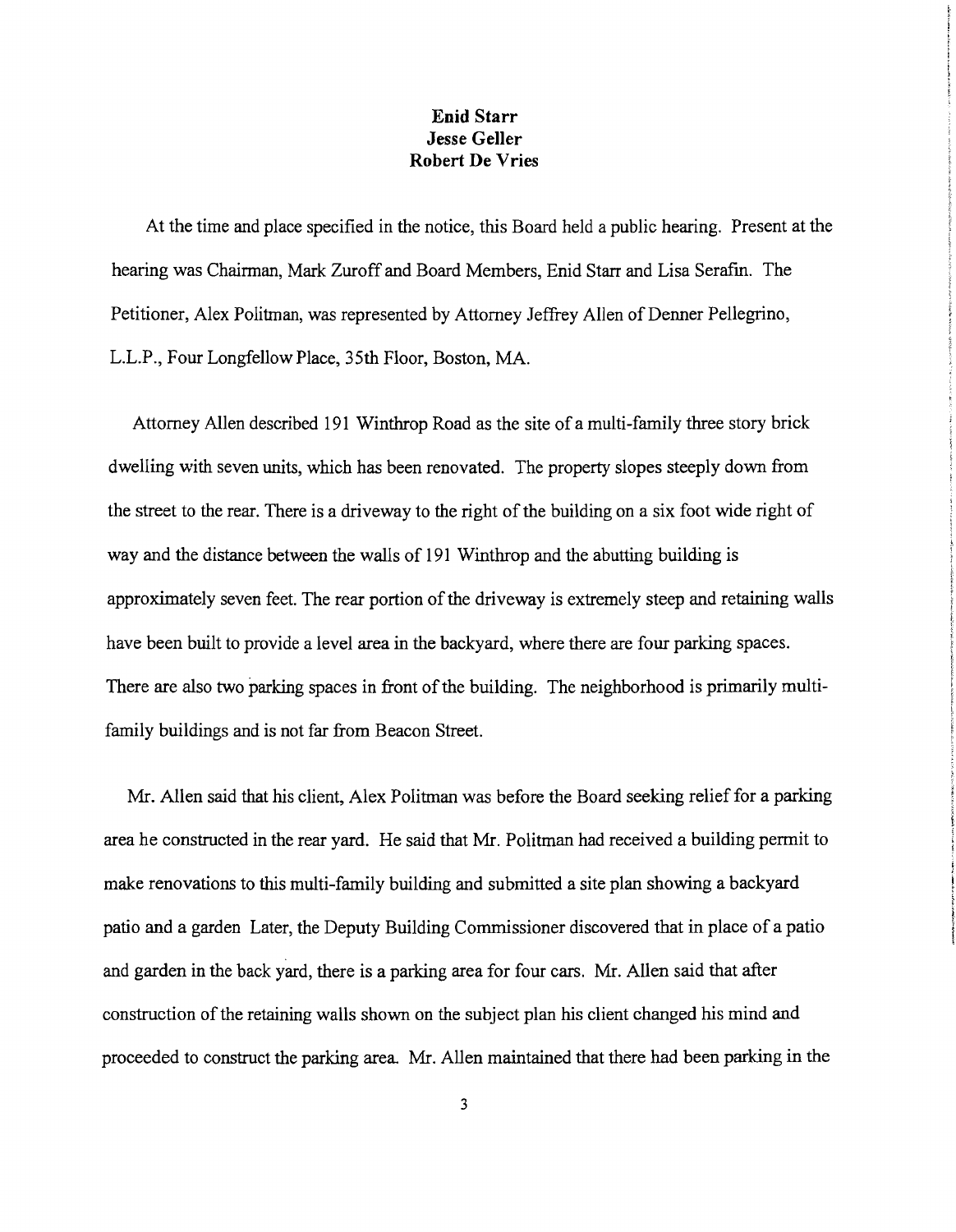**Enid Starr**
**Jesse Geller**
**Robert De Vries**

At the time and place specified in the notice, this Board held a public hearing. Present at the hearing was Chairman, Mark Zuroff and Board Members, Enid Starr and Lisa Serafin. The Petitioner, Alex Politman, was represented by Attorney Jeffrey Allen of Denner Pellegrino, L.L.P., Four Longfellow Place, 35th Floor, Boston, MA.

Attorney Allen described 191 Winthrop Road as the site of a multi-family three story brick dwelling with seven units, which has been renovated. The property slopes steeply down from the street to the rear. There is a driveway to the right of the building on a six foot wide right of way and the distance between the walls of 191 Winthrop and the abutting building is approximately seven feet. The rear portion of the driveway is extremely steep and retaining walls have been built to provide a level area in the backyard, where there are four parking spaces. There are also two parking spaces in front of the building. The neighborhood is primarily multi-family buildings and is not far from Beacon Street.

Mr. Allen said that his client, Alex Politman was before the Board seeking relief for a parking area he constructed in the rear yard. He said that Mr. Politman had received a building permit to make renovations to this multi-family building and submitted a site plan showing a backyard patio and a garden Later, the Deputy Building Commissioner discovered that in place of a patio and garden in the back yard, there is a parking area for four cars. Mr. Allen said that after construction of the retaining walls shown on the subject plan his client changed his mind and proceeded to construct the parking area. Mr. Allen maintained that there had been parking in the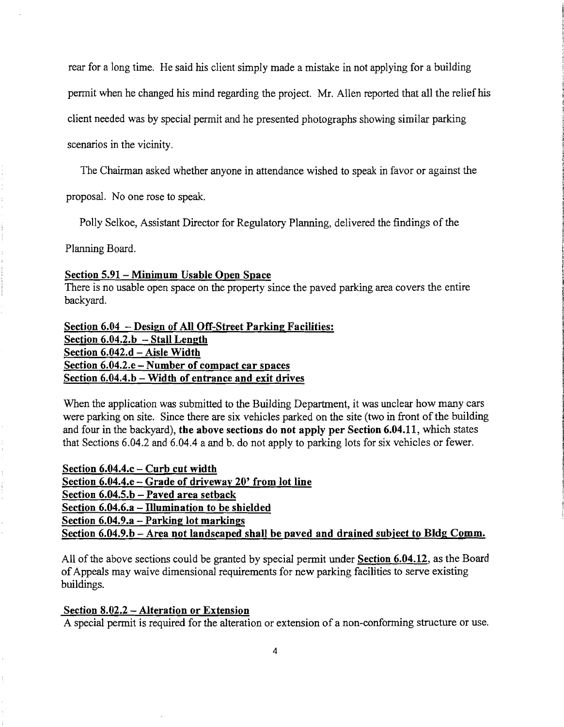rear for a long time. He said his client simply made a mistake in not applying for a building permit when he changed his mind regarding the project. Mr. Allen reported that all the relief his client needed was by special permit and he presented photographs showing similar parking scenarios in the vicinity.

The Chairman asked whether anyone in attendance wished to speak in favor or against the proposal. No one rose to speak.

Polly Selkoe, Assistant Director for Regulatory Planning, delivered the findings of the Planning Board.

**Section 5.91 – Minimum Usable Open Space**
There is no usable open space on the property since the paved parking area covers the entire backyard.

**Section 6.04 – Design of All Off-Street Parking Facilities:**
**Section 6.04.2.b – Stall Length**
**Section 6.042.d – Aisle Width**
**Section 6.04.2.e – Number of compact car spaces**
**Section 6.04.4.b – Width of entrance and exit drives**

When the application was submitted to the Building Department, it was unclear how many cars were parking on site. Since there are six vehicles parked on the site (two in front of the building and four in the backyard), **the above sections do not apply per Section 6.04.11**, which states that Sections 6.04.2 and 6.04.4 a and b. do not apply to parking lots for six vehicles or fewer.

**Section 6.04.4.c – Curb cut width**
**Section 6.04.4.e – Grade of driveway 20' from lot line**
**Section 6.04.5.b – Paved area setback**
**Section 6.04.6.a – Illumination to be shielded**
**Section 6.04.9.a – Parking lot markings**
**Section 6.04.9.b – Area not landscaped shall be paved and drained subject to Bldg Comm.**

All of the above sections could be granted by special permit under **Section 6.04.12**, as the Board of Appeals may waive dimensional requirements for new parking facilities to serve existing buildings.

**Section 8.02.2 – Alteration or Extension**
A special permit is required for the alteration or extension of a non-conforming structure or use.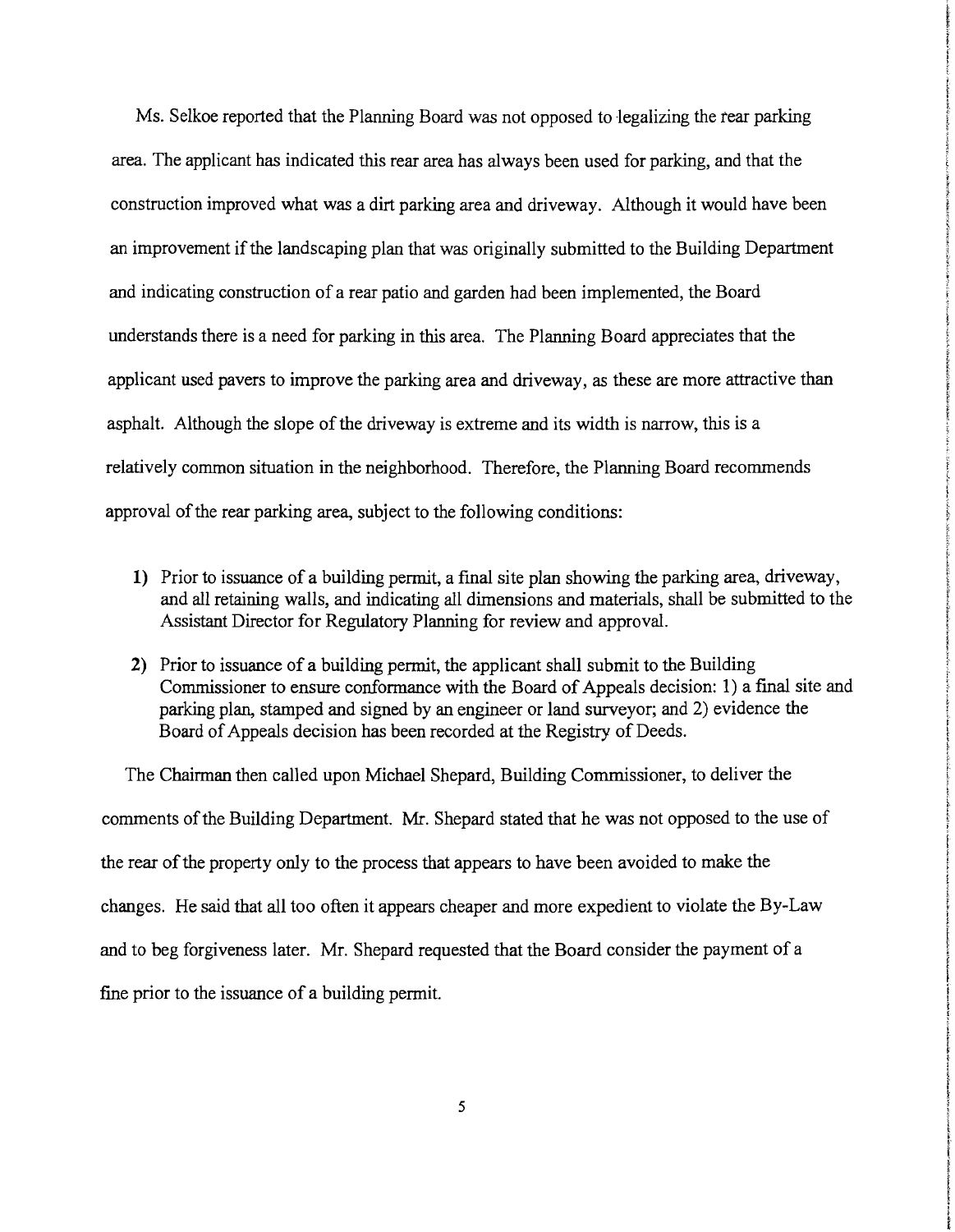Ms. Selkoe reported that the Planning Board was not opposed to legalizing the rear parking area. The applicant has indicated this rear area has always been used for parking, and that the construction improved what was a dirt parking area and driveway. Although it would have been an improvement if the landscaping plan that was originally submitted to the Building Department and indicating construction of a rear patio and garden had been implemented, the Board understands there is a need for parking in this area. The Planning Board appreciates that the applicant used pavers to improve the parking area and driveway, as these are more attractive than asphalt. Although the slope of the driveway is extreme and its width is narrow, this is a relatively common situation in the neighborhood. Therefore, the Planning Board recommends approval of the rear parking area, subject to the following conditions:

1) Prior to issuance of a building permit, a final site plan showing the parking area, driveway, and all retaining walls, and indicating all dimensions and materials, shall be submitted to the Assistant Director for Regulatory Planning for review and approval.
2) Prior to issuance of a building permit, the applicant shall submit to the Building Commissioner to ensure conformance with the Board of Appeals decision: 1) a final site and parking plan, stamped and signed by an engineer or land surveyor; and 2) evidence the Board of Appeals decision has been recorded at the Registry of Deeds.

The Chairman then called upon Michael Shepard, Building Commissioner, to deliver the comments of the Building Department. Mr. Shepard stated that he was not opposed to the use of the rear of the property only to the process that appears to have been avoided to make the changes. He said that all too often it appears cheaper and more expedient to violate the By-Law and to beg forgiveness later. Mr. Shepard requested that the Board consider the payment of a fine prior to the issuance of a building permit.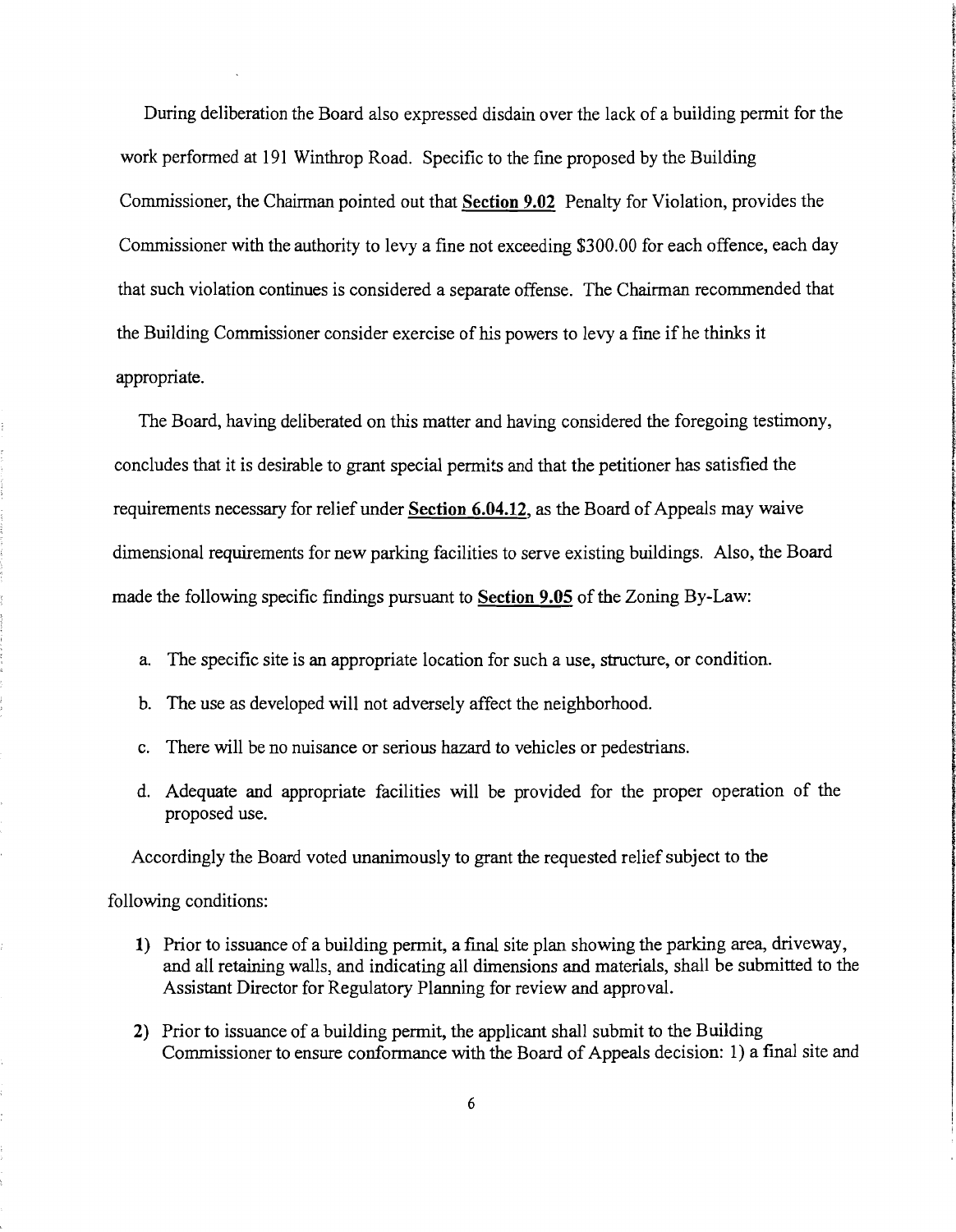During deliberation the Board also expressed disdain over the lack of a building permit for the work performed at 191 Winthrop Road. Specific to the fine proposed by the Building Commissioner, the Chairman pointed out that **Section 9.02** Penalty for Violation, provides the Commissioner with the authority to levy a fine not exceeding $300.00 for each offence, each day that such violation continues is considered a separate offense. The Chairman recommended that the Building Commissioner consider exercise of his powers to levy a fine if he thinks it appropriate.

The Board, having deliberated on this matter and having considered the foregoing testimony, concludes that it is desirable to grant special permits and that the petitioner has satisfied the requirements necessary for relief under **Section 6.04.12**, as the Board of Appeals may waive dimensional requirements for new parking facilities to serve existing buildings. Also, the Board made the following specific findings pursuant to **Section 9.05** of the Zoning By-Law:

a. The specific site is an appropriate location for such a use, structure, or condition.

b. The use as developed will not adversely affect the neighborhood.

c. There will be no nuisance or serious hazard to vehicles or pedestrians.

d. Adequate and appropriate facilities will be provided for the proper operation of the proposed use.

Accordingly the Board voted unanimously to grant the requested relief subject to the following conditions:

1) Prior to issuance of a building permit, a final site plan showing the parking area, driveway, and all retaining walls, and indicating all dimensions and materials, shall be submitted to the Assistant Director for Regulatory Planning for review and approval.

2) Prior to issuance of a building permit, the applicant shall submit to the Building Commissioner to ensure conformance with the Board of Appeals decision: 1) a final site and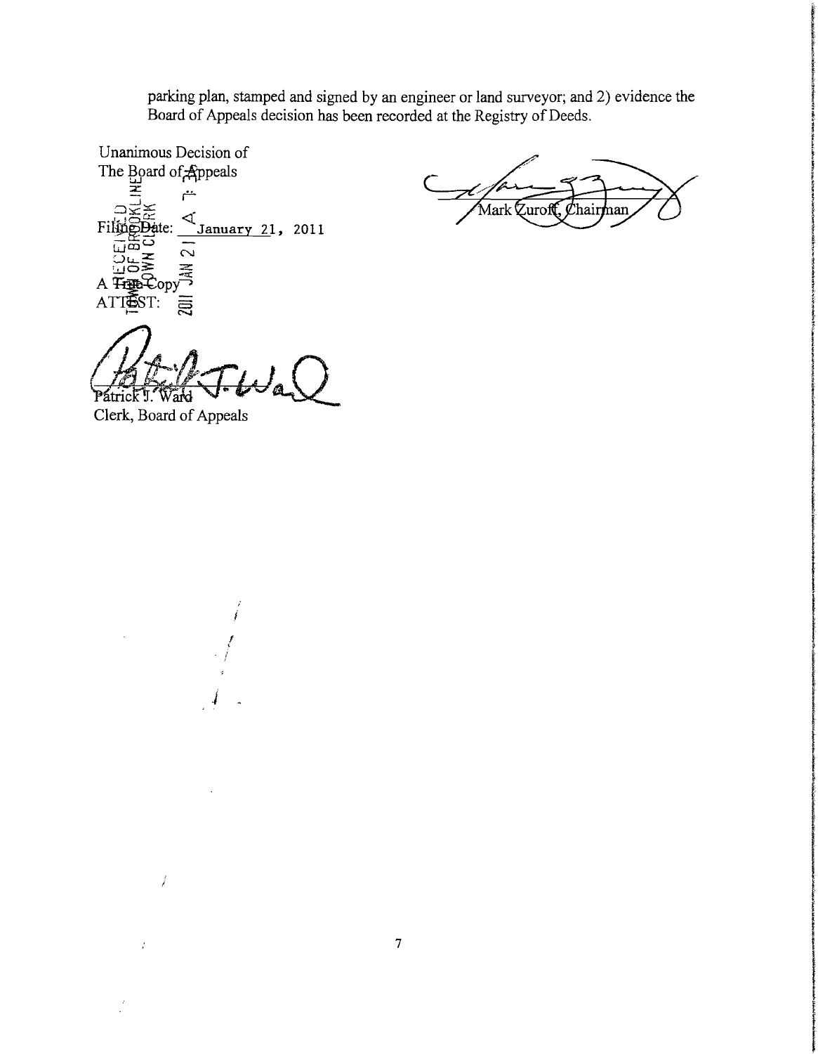parking plan, stamped and signed by an engineer or land surveyor; and 2) evidence the Board of Appeals decision has been recorded at the Registry of Deeds.

Unanimous Decision of
The Board of Appeals

Mark Zuroff, Chairman

Filing Date: January 21, 2011

RECEIVED
TOWN OF BROOKLINE
TOWN CLERK
2011 JAN 21 A 7:

A True Copy
ATTEST:

Patrick J. Ward
Clerk, Board of Appeals